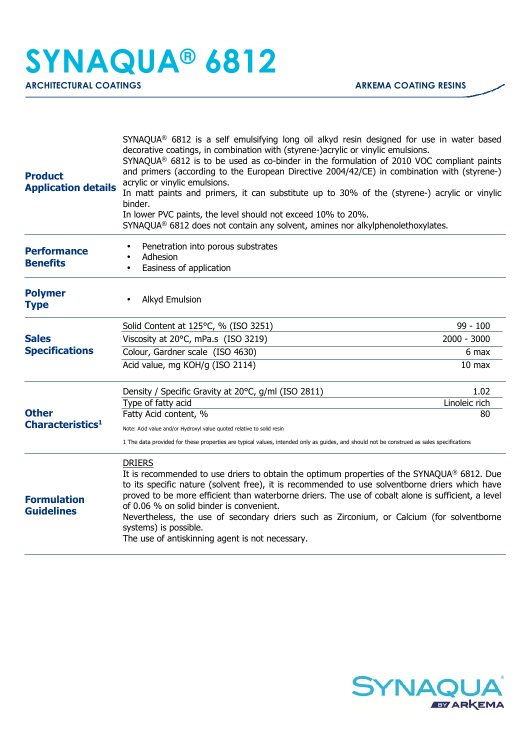# SYNAQUA® 6812

**ARCHITECTURAL COATINGS** — **ARKEMA COATING RESINS**

## Product Application details

SYNAQUA® 6812 is a self emulsifying long oil alkyd resin designed for use in water based decorative coatings, in combination with (styrene-)acrylic or vinylic emulsions.
SYNAQUA® 6812 is to be used as co-binder in the formulation of 2010 VOC compliant paints and primers (according to the European Directive 2004/42/CE) in combination with (styrene-) acrylic or vinylic emulsions.
In matt paints and primers, it can substitute up to 30% of the (styrene-) acrylic or vinylic binder.
In lower PVC paints, the level should not exceed 10% to 20%.
SYNAQUA® 6812 does not contain any solvent, amines nor alkylphenolethoxylates.

## Performance Benefits

- Penetration into porous substrates
- Adhesion
- Easiness of application

## Polymer Type

- Alkyd Emulsion

## Sales Specifications

| Property | Value |
|---|---|
| Solid Content at 125°C, % (ISO 3251) | 99 - 100 |
| Viscosity at 20°C, mPa.s (ISO 3219) | 2000 - 3000 |
| Colour, Gardner scale (ISO 4630) | 6 max |
| Acid value, mg KOH/g (ISO 2114) | 10 max |

## Other Characteristics[1]

| Property | Value |
|---|---|
| Density / Specific Gravity at 20°C, g/ml (ISO 2811) | 1.02 |
| Type of fatty acid | Linoleic rich |
| Fatty Acid content, % | 80 |

Note: Acid value and/or Hydroxyl value quoted relative to solid resin

1 The data provided for these properties are typical values, intended only as guides, and should not be construed as sales specifications

## Formulation Guidelines

DRIERS
It is recommended to use driers to obtain the optimum properties of the SYNAQUA® 6812. Due to its specific nature (solvent free), it is recommended to use solventborne driers which have proved to be more efficient than waterborne driers. The use of cobalt alone is sufficient, a level of 0.06 % on solid binder is convenient.
Nevertheless, the use of secondary driers such as Zirconium, or Calcium (for solventborne systems) is possible.
The use of antiskinning agent is not necessary.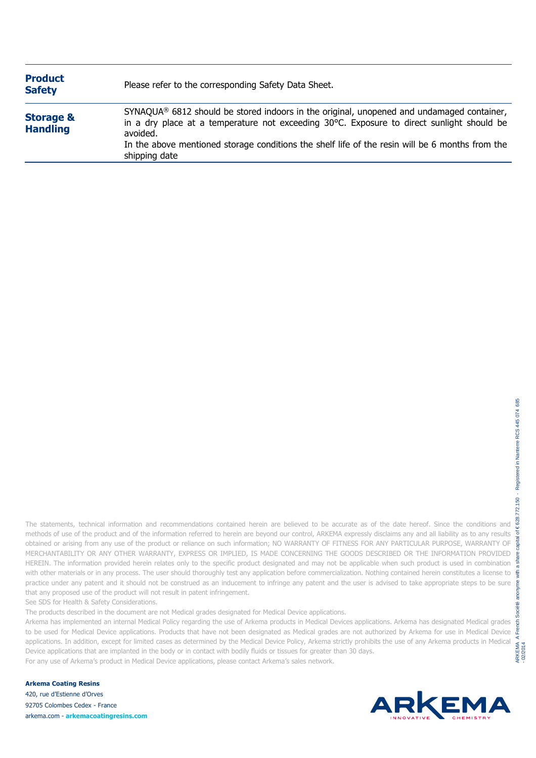| | |
|---|---|
| **Product Safety** | Please refer to the corresponding Safety Data Sheet. |
| **Storage & Handling** | SYNAQUA® 6812 should be stored indoors in the original, unopened and undamaged container, in a dry place at a temperature not exceeding 30°C. Exposure to direct sunlight should be avoided. In the above mentioned storage conditions the shelf life of the resin will be 6 months from the shipping date |

The statements, technical information and recommendations contained herein are believed to be accurate as of the date hereof. Since the conditions and methods of use of the product and of the information referred to herein are beyond our control, ARKEMA expressly disclaims any and all liability as to any results obtained or arising from any use of the product or reliance on such information; NO WARRANTY OF FITNESS FOR ANY PARTICULAR PURPOSE, WARRANTY OF MERCHANTABILITY OR ANY OTHER WARRANTY, EXPRESS OR IMPLIED, IS MADE CONCERNING THE GOODS DESCRIBED OR THE INFORMATION PROVIDED HEREIN. The information provided herein relates only to the specific product designated and may not be applicable when such product is used in combination with other materials or in any process. The user should thoroughly test any application before commercialization. Nothing contained herein constitutes a license to practice under any patent and it should not be construed as an inducement to infringe any patent and the user is advised to take appropriate steps to be sure that any proposed use of the product will not result in patent infringement.

See SDS for Health & Safety Considerations.

The products described in the document are not Medical grades designated for Medical Device applications.

Arkema has implemented an internal Medical Policy regarding the use of Arkema products in Medical Devices applications. Arkema has designated Medical grades to be used for Medical Device applications. Products that have not been designated as Medical grades are not authorized by Arkema for use in Medical Device applications. In addition, except for limited cases as determined by the Medical Device Policy, Arkema strictly prohibits the use of any Arkema products in Medical Device applications that are implanted in the body or in contact with bodily fluids or tissues for greater than 30 days.

For any use of Arkema's product in Medical Device applications, please contact Arkema's sales network.

**Arkema Coating Resins**
420, rue d'Estienne d'Orves
92705 Colombes Cedex - France
arkema.com - **arkemacoatingresins.com**

ARKEMA A French Société anonyme with a share capital of € 628.772.150 - Registered in Nanterre RCS 445 074 685 - 02/2014